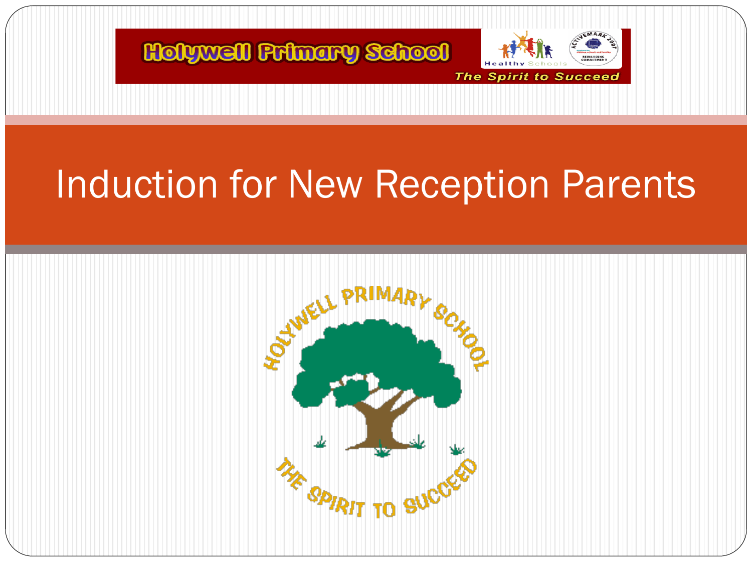Holywell Primary School

The Spirit to Succeed

# Induction for New Reception Parents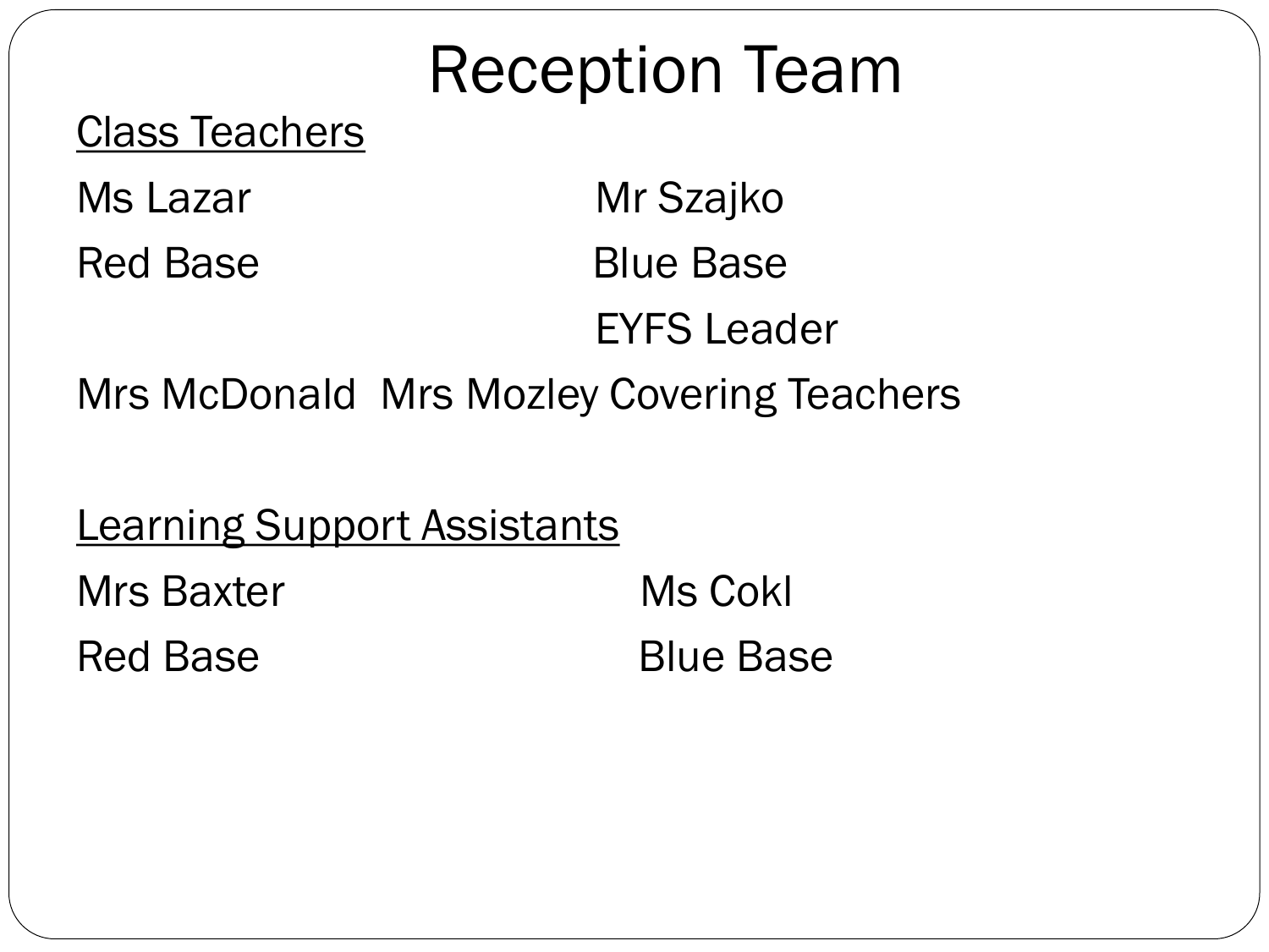# Reception Team

<u>Class Teachers</u>

Ms Lazar
Red Base

Mr Szajko
Blue Base
EYFS Leader

Mrs McDonald Mrs Mozley Covering Teachers

<u>Learning Support Assistants</u>

Mrs Baxter
Red Base

Ms Cokl
Blue Base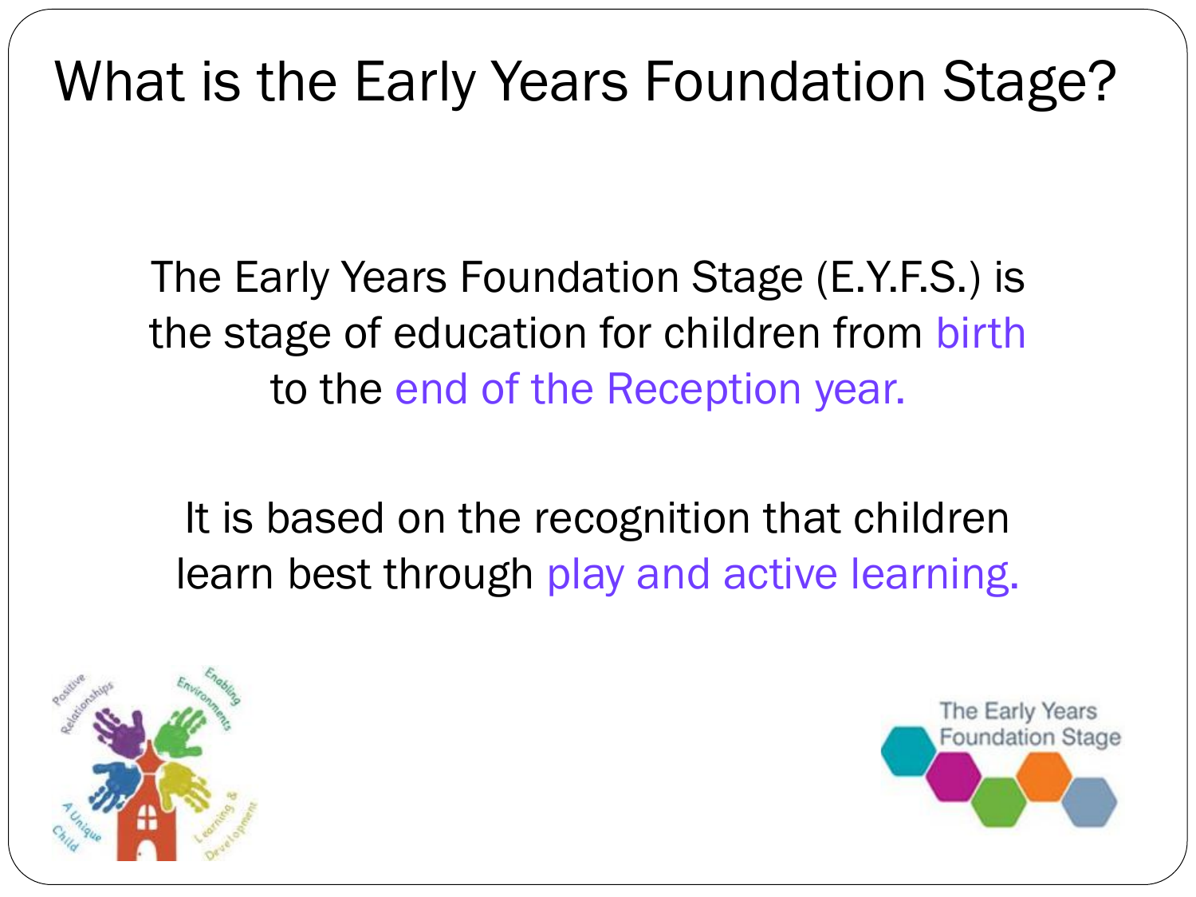# What is the Early Years Foundation Stage?

The Early Years Foundation Stage (E.Y.F.S.) is the stage of education for children from birth to the end of the Reception year.

It is based on the recognition that children learn best through play and active learning.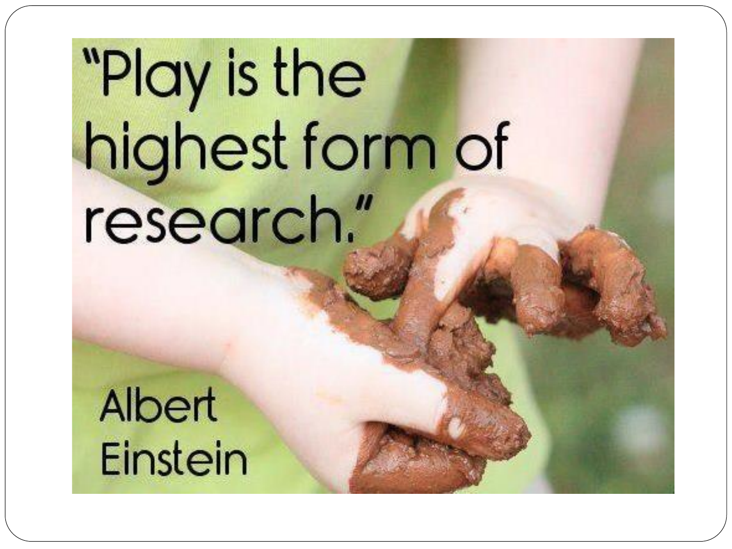"Play is the highest form of research."

Albert Einstein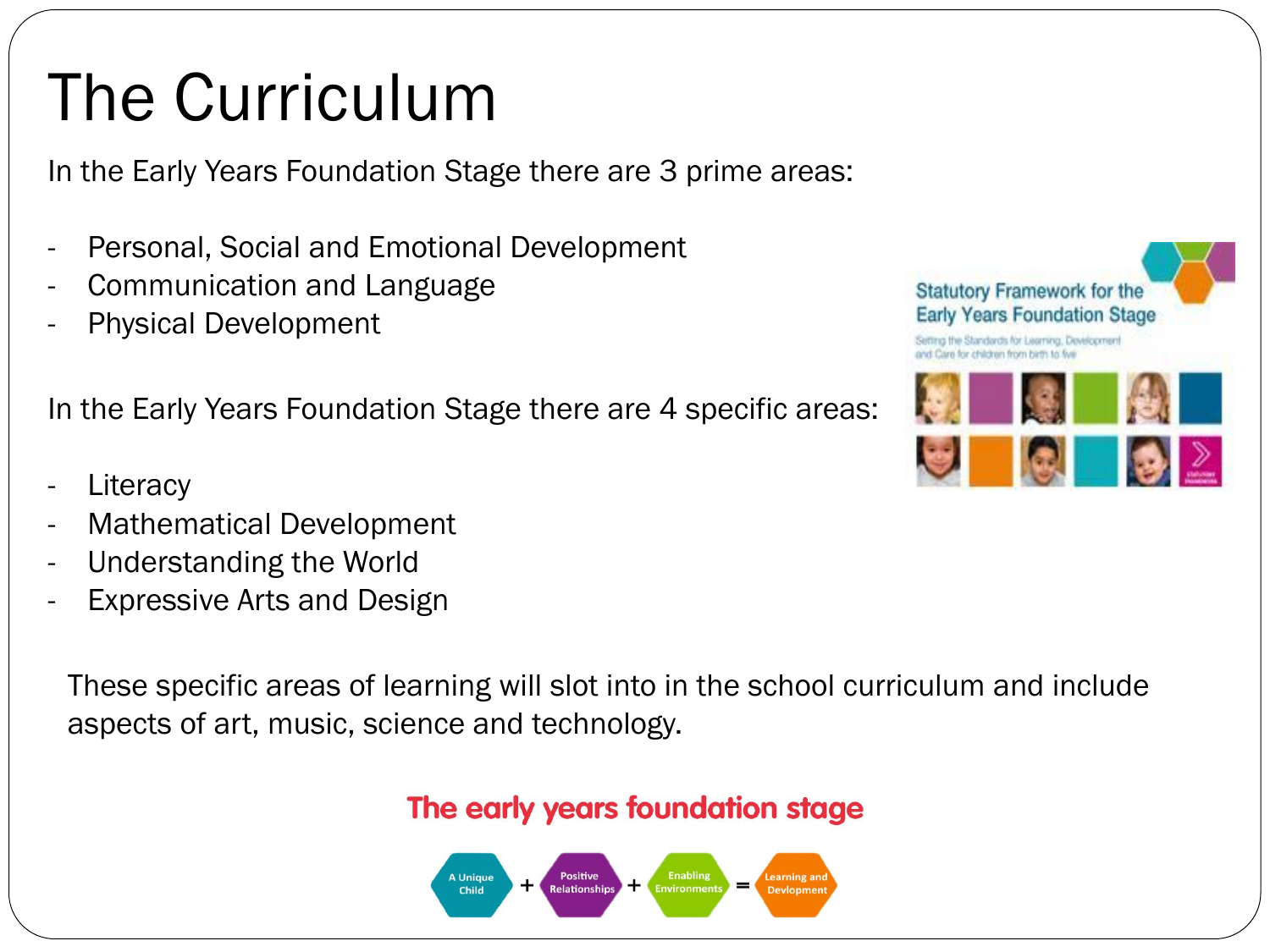# The Curriculum

In the Early Years Foundation Stage there are 3 prime areas:

- Personal, Social and Emotional Development
- Communication and Language
- Physical Development

In the Early Years Foundation Stage there are 4 specific areas:

- Literacy
- Mathematical Development
- Understanding the World
- Expressive Arts and Design

These specific areas of learning will slot into in the school curriculum and include aspects of art, music, science and technology.

**The early years foundation stage**

A Unique Child + Positive Relationships + Enabling Environments = Learning and Devlopment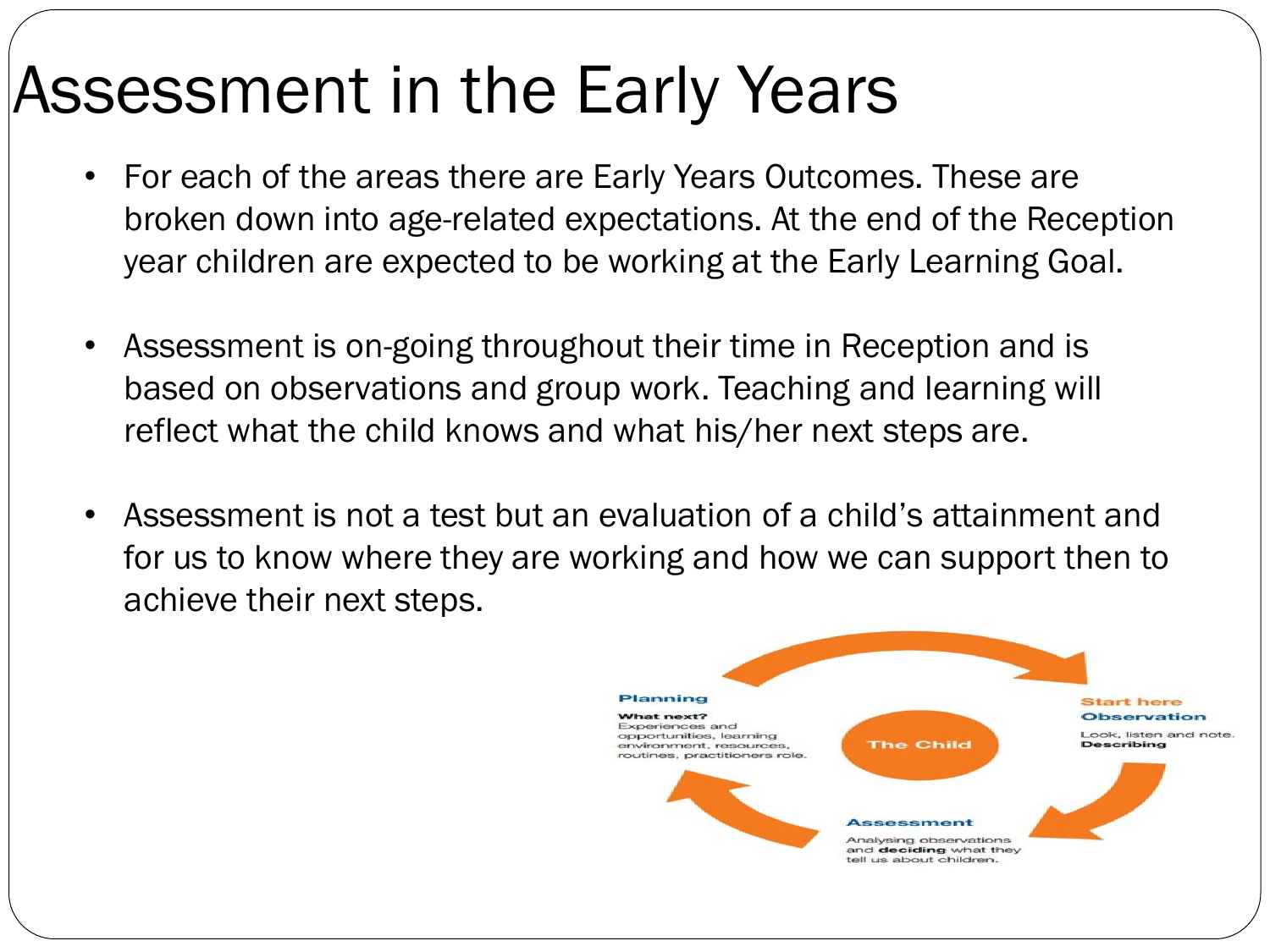# Assessment in the Early Years

- For each of the areas there are Early Years Outcomes. These are broken down into age-related expectations. At the end of the Reception year children are expected to be working at the Early Learning Goal.

- Assessment is on-going throughout their time in Reception and is based on observations and group work. Teaching and learning will reflect what the child knows and what his/her next steps are.

- Assessment is not a test but an evaluation of a child's attainment and for us to know where they are working and how we can support then to achieve their next steps.

**Planning**

**What next?**
Experiences and opportunities, learning environment, resources, routines, practitioners role.

**The Child**

**Start here**
**Observation**
Look, listen and note.
**Describing**

**Assessment**
Analysing observations and **deciding** what they tell us about children.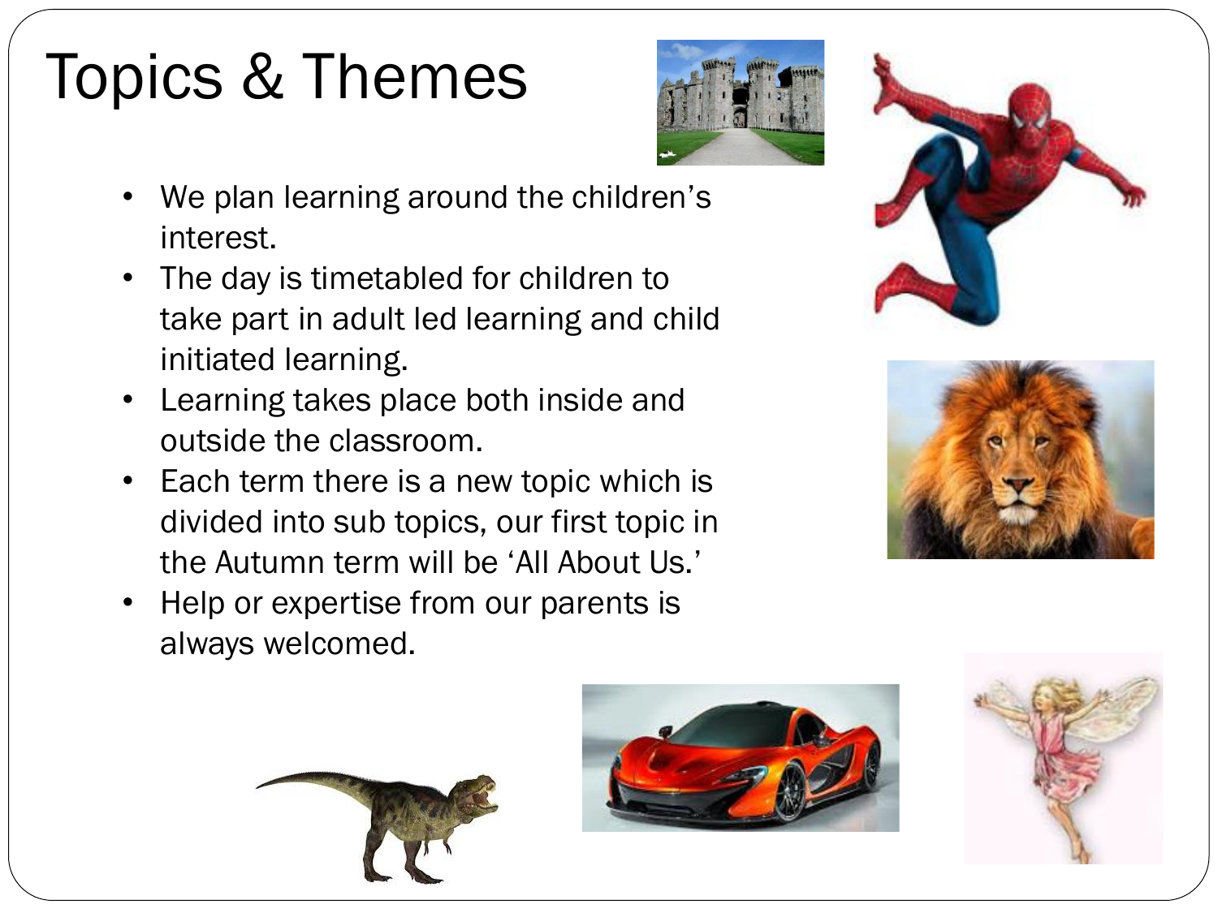# Topics & Themes

- We plan learning around the children's interest.
- The day is timetabled for children to take part in adult led learning and child initiated learning.
- Learning takes place both inside and outside the classroom.
- Each term there is a new topic which is divided into sub topics, our first topic in the Autumn term will be 'All About Us.'
- Help or expertise from our parents is always welcomed.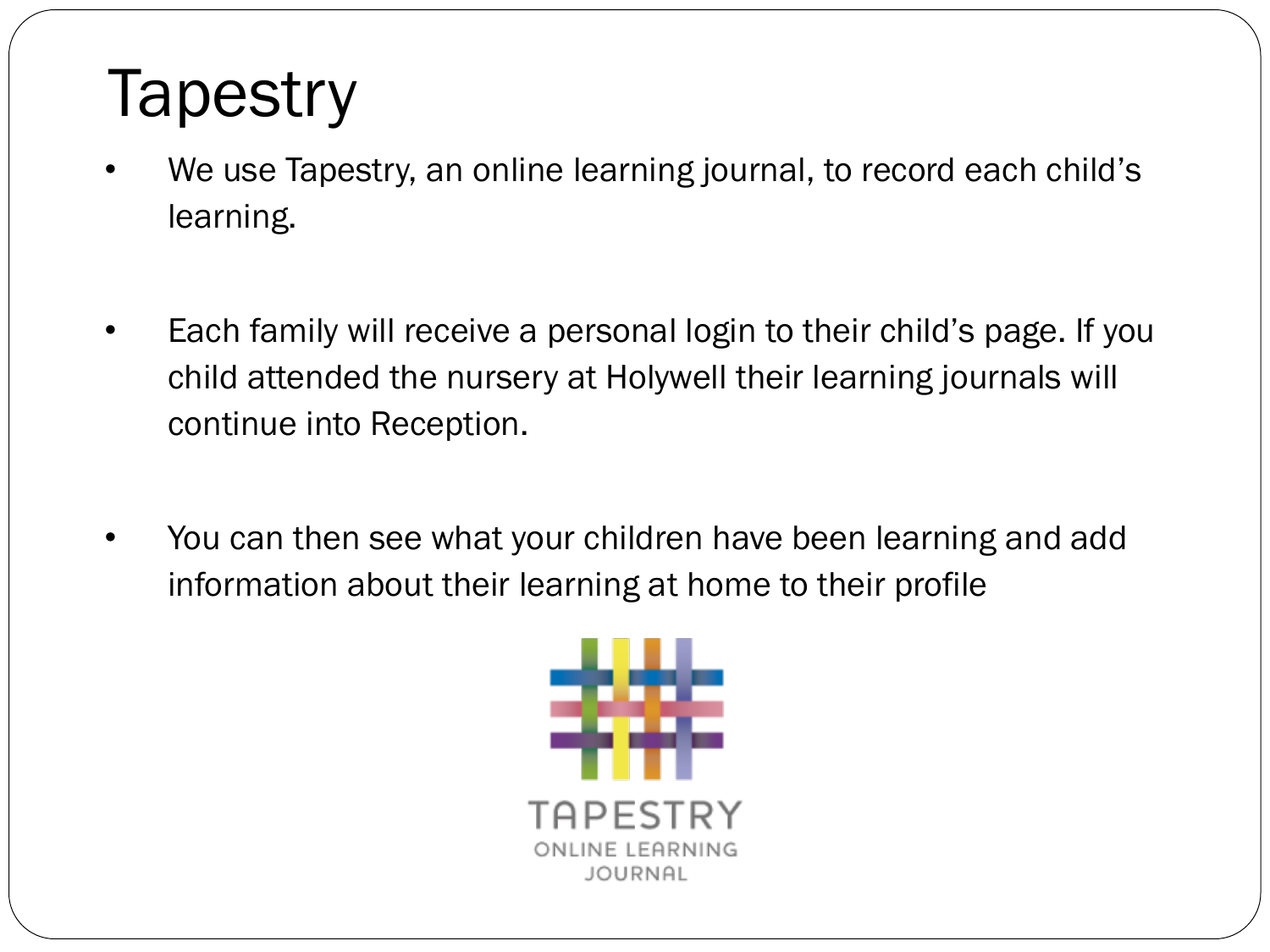# Tapestry

- We use Tapestry, an online learning journal, to record each child's learning.

- Each family will receive a personal login to their child's page. If you child attended the nursery at Holywell their learning journals will continue into Reception.

- You can then see what your children have been learning and add information about their learning at home to their profile

TAPESTRY
ONLINE LEARNING
JOURNAL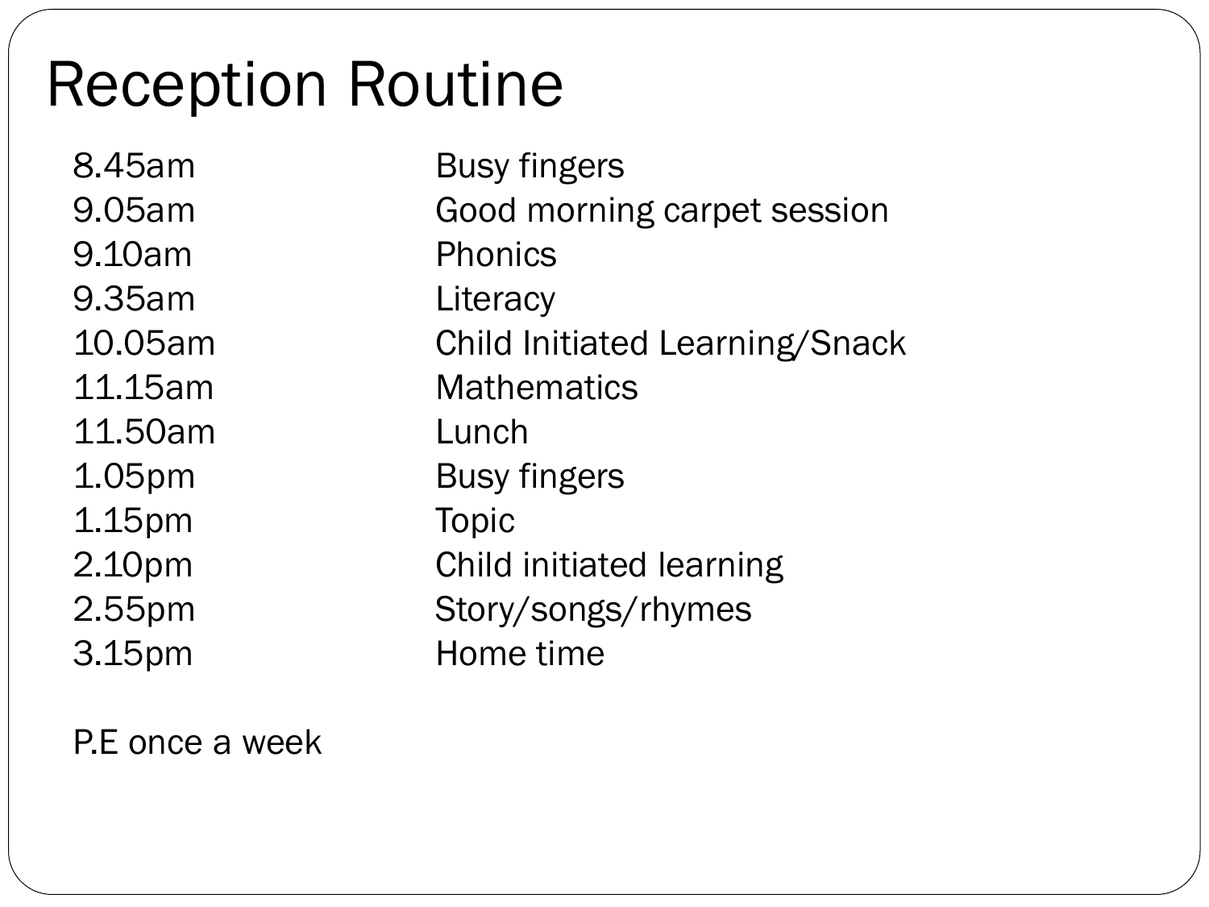# Reception Routine

| | |
|---|---|
| 8.45am | Busy fingers |
| 9.05am | Good morning carpet session |
| 9.10am | Phonics |
| 9.35am | Literacy |
| 10.05am | Child Initiated Learning/Snack |
| 11.15am | Mathematics |
| 11.50am | Lunch |
| 1.05pm | Busy fingers |
| 1.15pm | Topic |
| 2.10pm | Child initiated learning |
| 2.55pm | Story/songs/rhymes |
| 3.15pm | Home time |

P.E once a week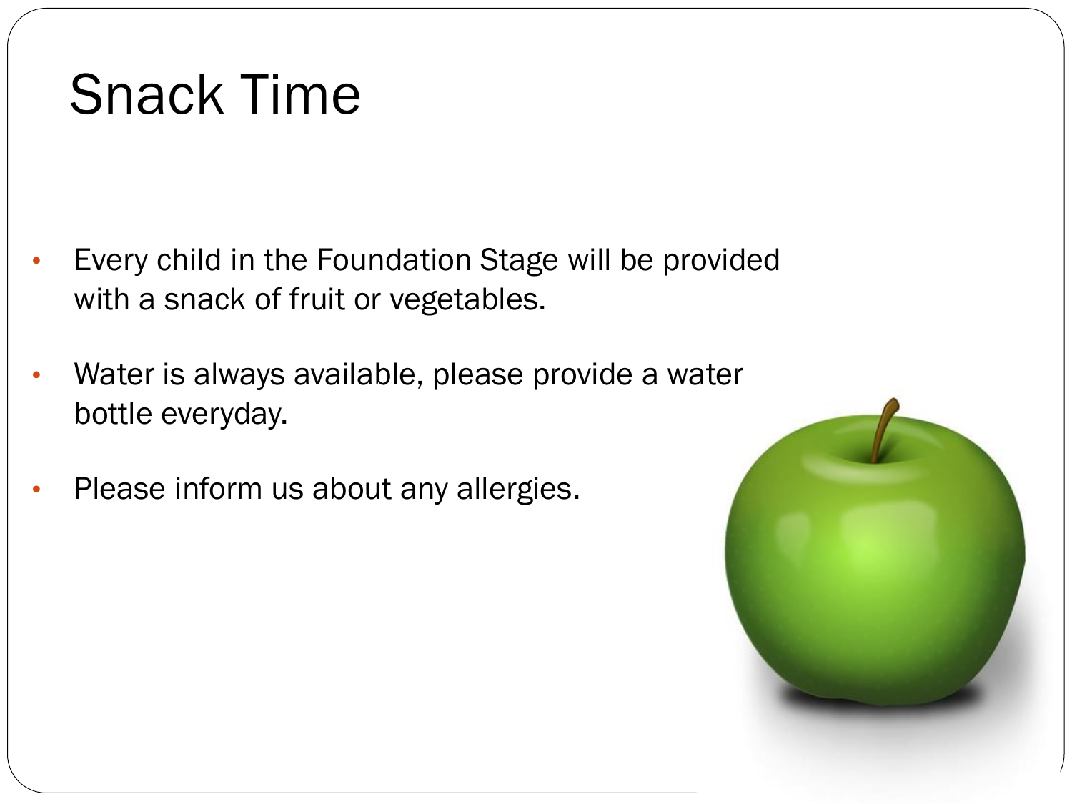# Snack Time

- Every child in the Foundation Stage will be provided with a snack of fruit or vegetables.
- Water is always available, please provide a water bottle everyday.
- Please inform us about any allergies.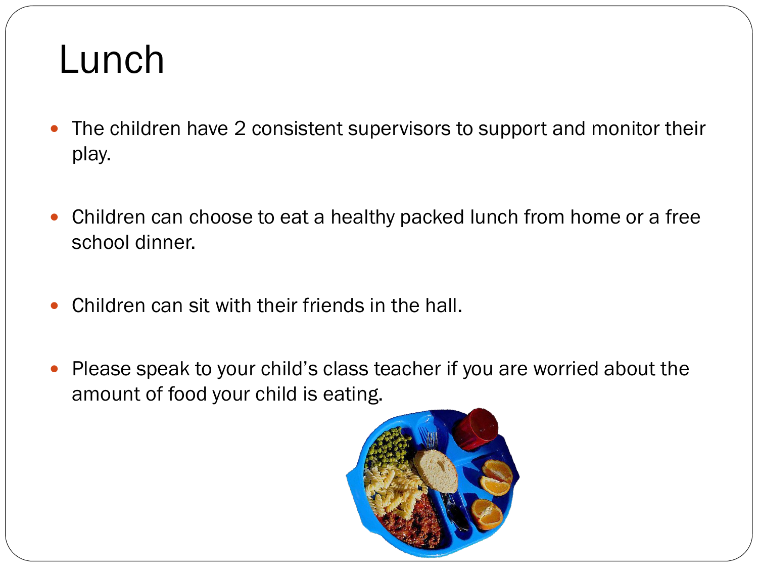# Lunch

- The children have 2 consistent supervisors to support and monitor their play.
- Children can choose to eat a healthy packed lunch from home or a free school dinner.
- Children can sit with their friends in the hall.
- Please speak to your child's class teacher if you are worried about the amount of food your child is eating.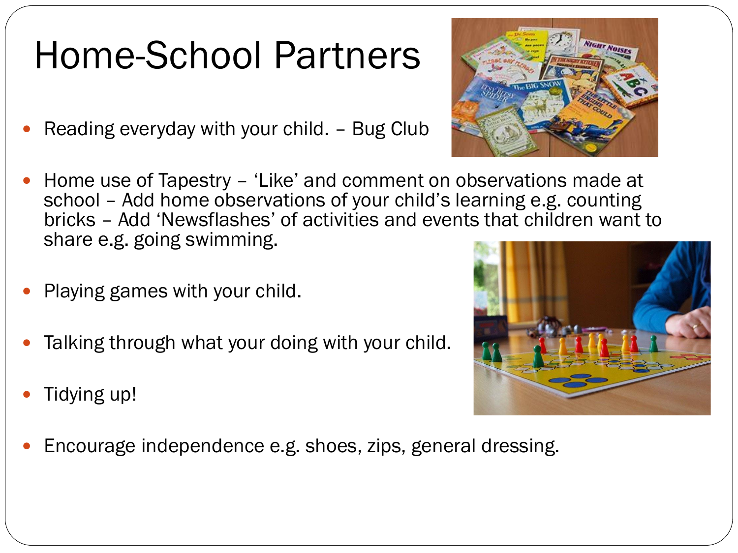# Home-School Partners

- Reading everyday with your child. – Bug Club
- Home use of Tapestry – 'Like' and comment on observations made at school – Add home observations of your child's learning e.g. counting bricks – Add 'Newsflashes' of activities and events that children want to share e.g. going swimming.
- Playing games with your child.
- Talking through what your doing with your child.
- Tidying up!
- Encourage independence e.g. shoes, zips, general dressing.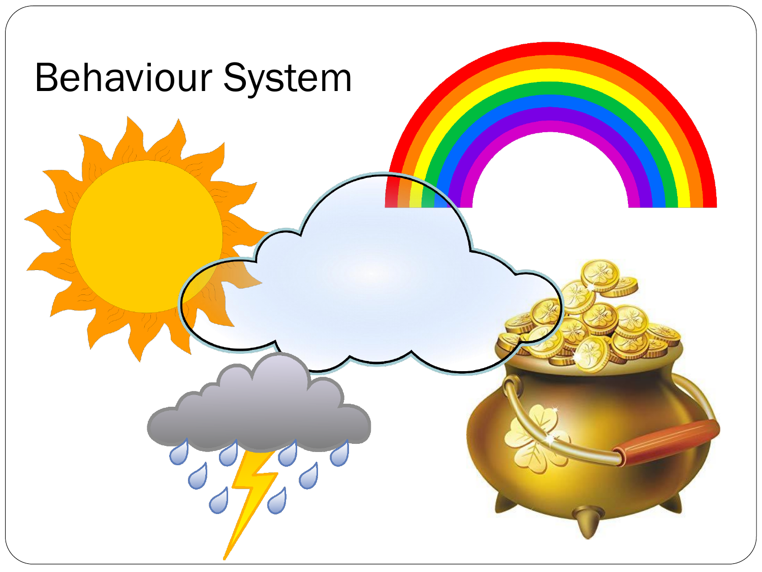# Behaviour System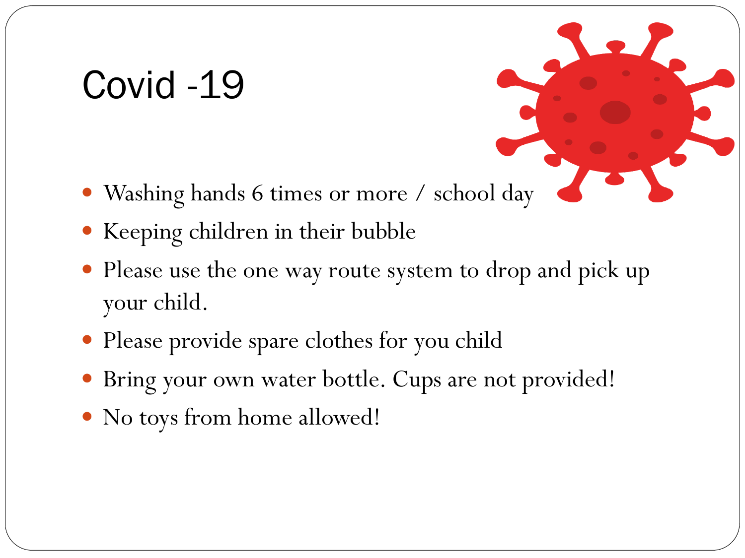# Covid -19

- Washing hands 6 times or more / school day
- Keeping children in their bubble
- Please use the one way route system to drop and pick up your child.
- Please provide spare clothes for you child
- Bring your own water bottle. Cups are not provided!
- No toys from home allowed!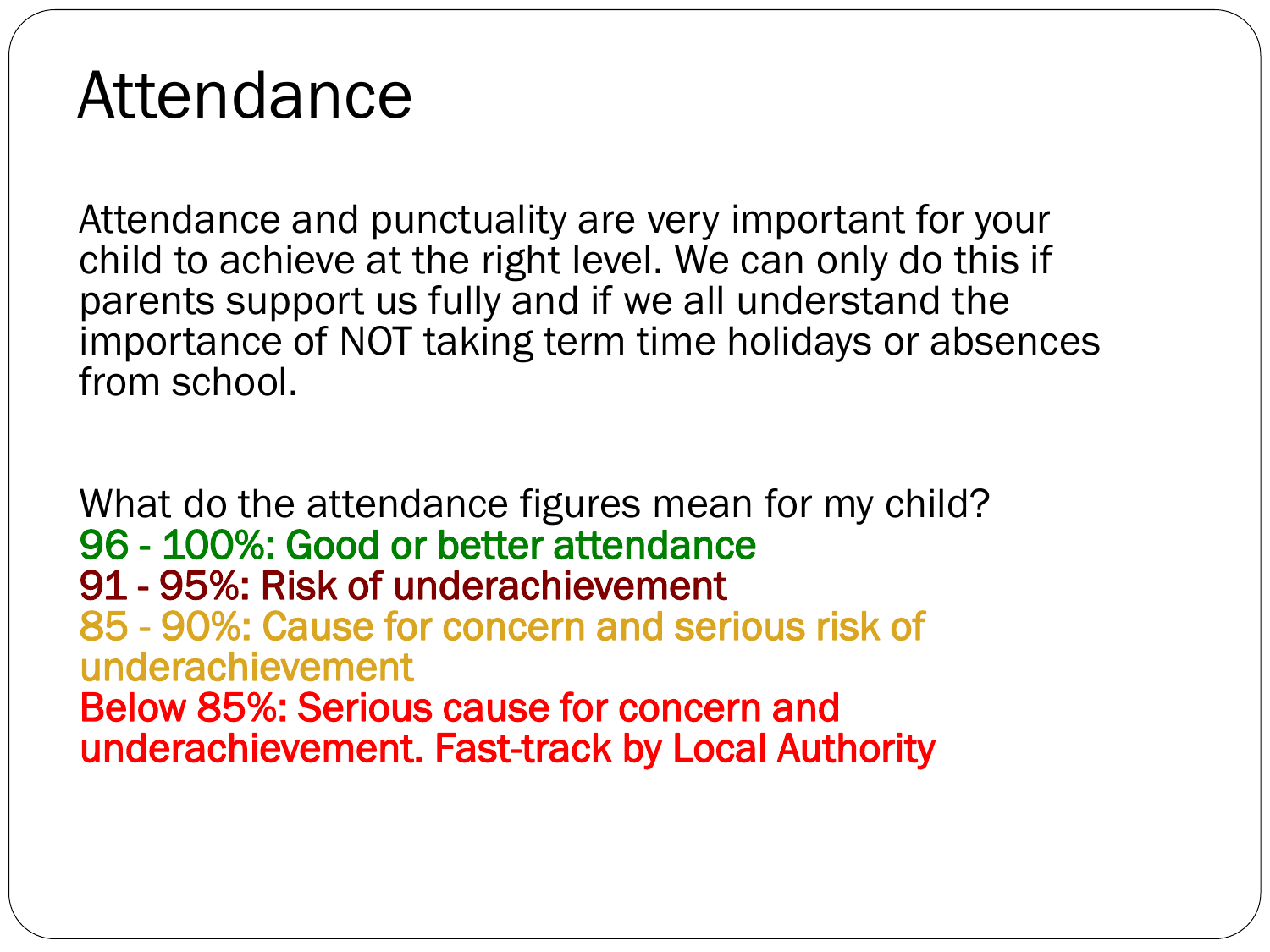# Attendance

Attendance and punctuality are very important for your child to achieve at the right level. We can only do this if parents support us fully and if we all understand the importance of NOT taking term time holidays or absences from school.

What do the attendance figures mean for my child?

96 - 100%: Good or better attendance

91 - 95%: Risk of underachievement

85 - 90%: Cause for concern and serious risk of underachievement

Below 85%: Serious cause for concern and underachievement. Fast-track by Local Authority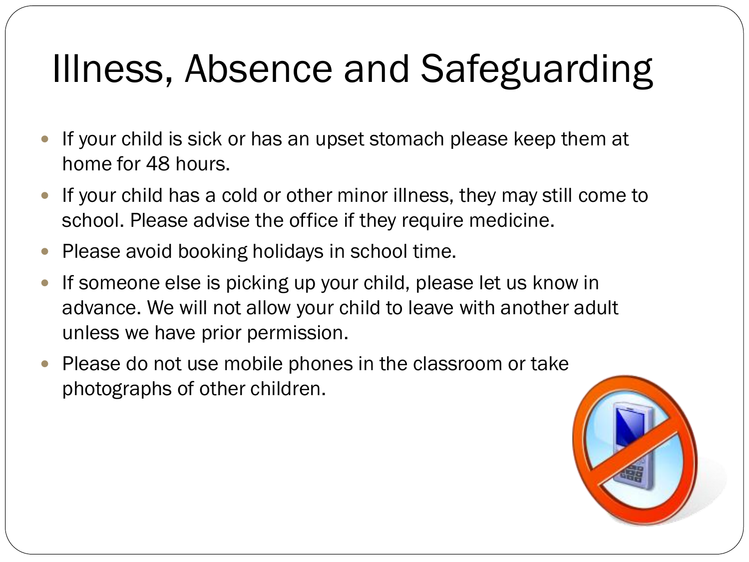# Illness, Absence and Safeguarding

- If your child is sick or has an upset stomach please keep them at home for 48 hours.
- If your child has a cold or other minor illness, they may still come to school. Please advise the office if they require medicine.
- Please avoid booking holidays in school time.
- If someone else is picking up your child, please let us know in advance. We will not allow your child to leave with another adult unless we have prior permission.
- Please do not use mobile phones in the classroom or take photographs of other children.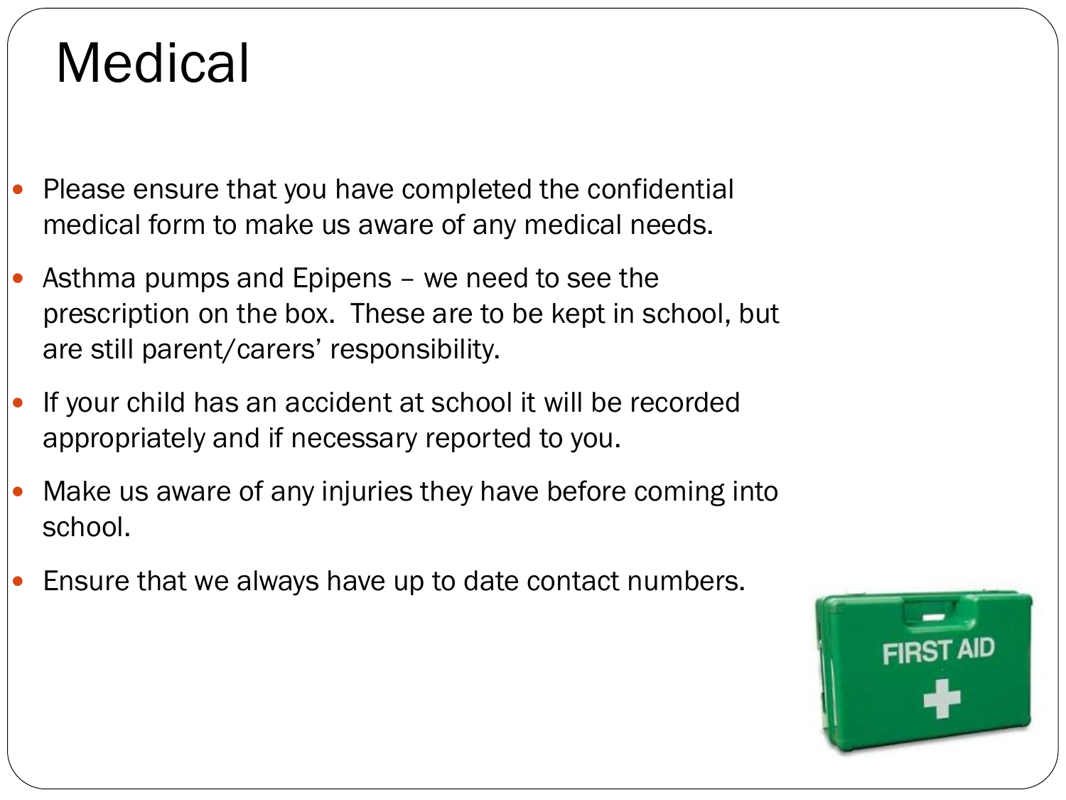# Medical

- Please ensure that you have completed the confidential medical form to make us aware of any medical needs.
- Asthma pumps and Epipens – we need to see the prescription on the box.  These are to be kept in school, but are still parent/carers' responsibility.
- If your child has an accident at school it will be recorded appropriately and if necessary reported to you.
- Make us aware of any injuries they have before coming into school.
- Ensure that we always have up to date contact numbers.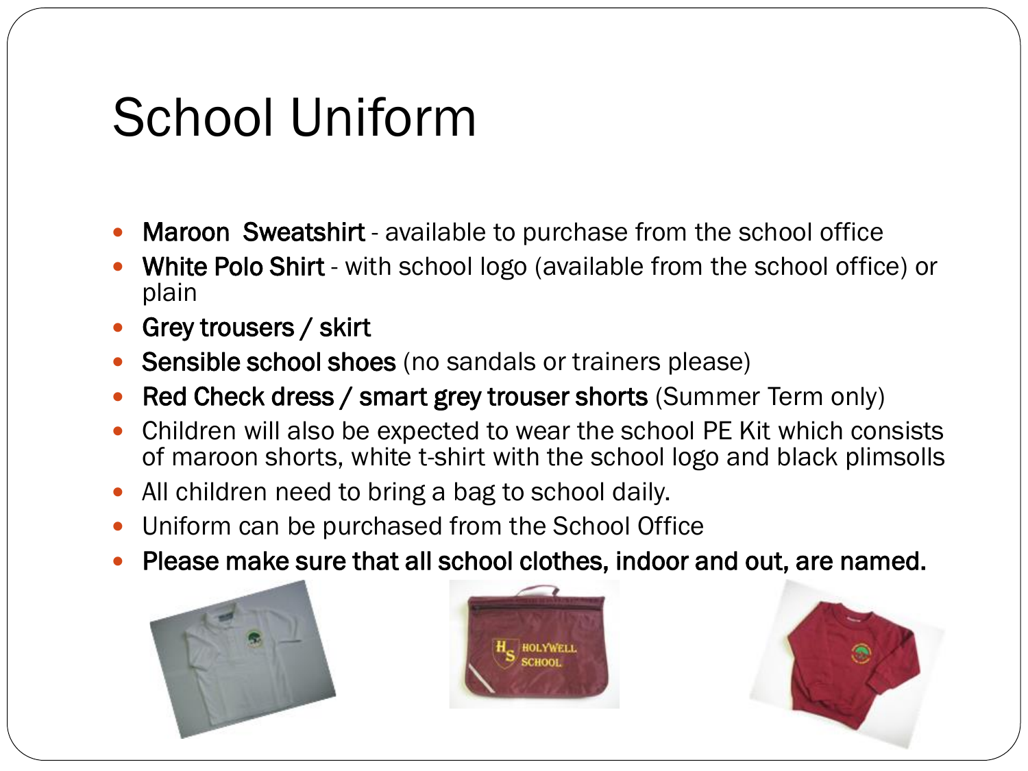# School Uniform

- **Maroon Sweatshirt** - available to purchase from the school office
- **White Polo Shirt** - with school logo (available from the school office) or plain
- **Grey trousers / skirt**
- **Sensible school shoes** (no sandals or trainers please)
- **Red Check dress / smart grey trouser shorts** (Summer Term only)
- Children will also be expected to wear the school PE Kit which consists of maroon shorts, white t-shirt with the school logo and black plimsolls
- All children need to bring a bag to school daily.
- Uniform can be purchased from the School Office
- **Please make sure that all school clothes, indoor and out, are named.**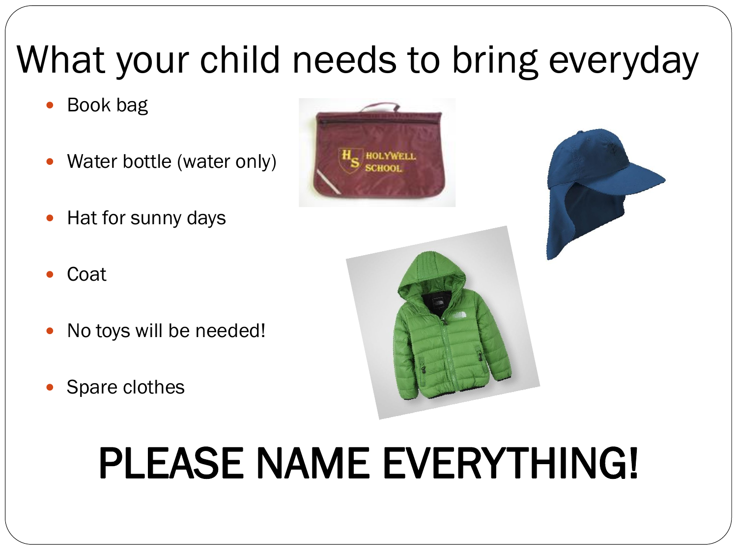# What your child needs to bring everyday

- Book bag
- Water bottle (water only)
- Hat for sunny days
- Coat
- No toys will be needed!
- Spare clothes

**PLEASE NAME EVERYTHING!**